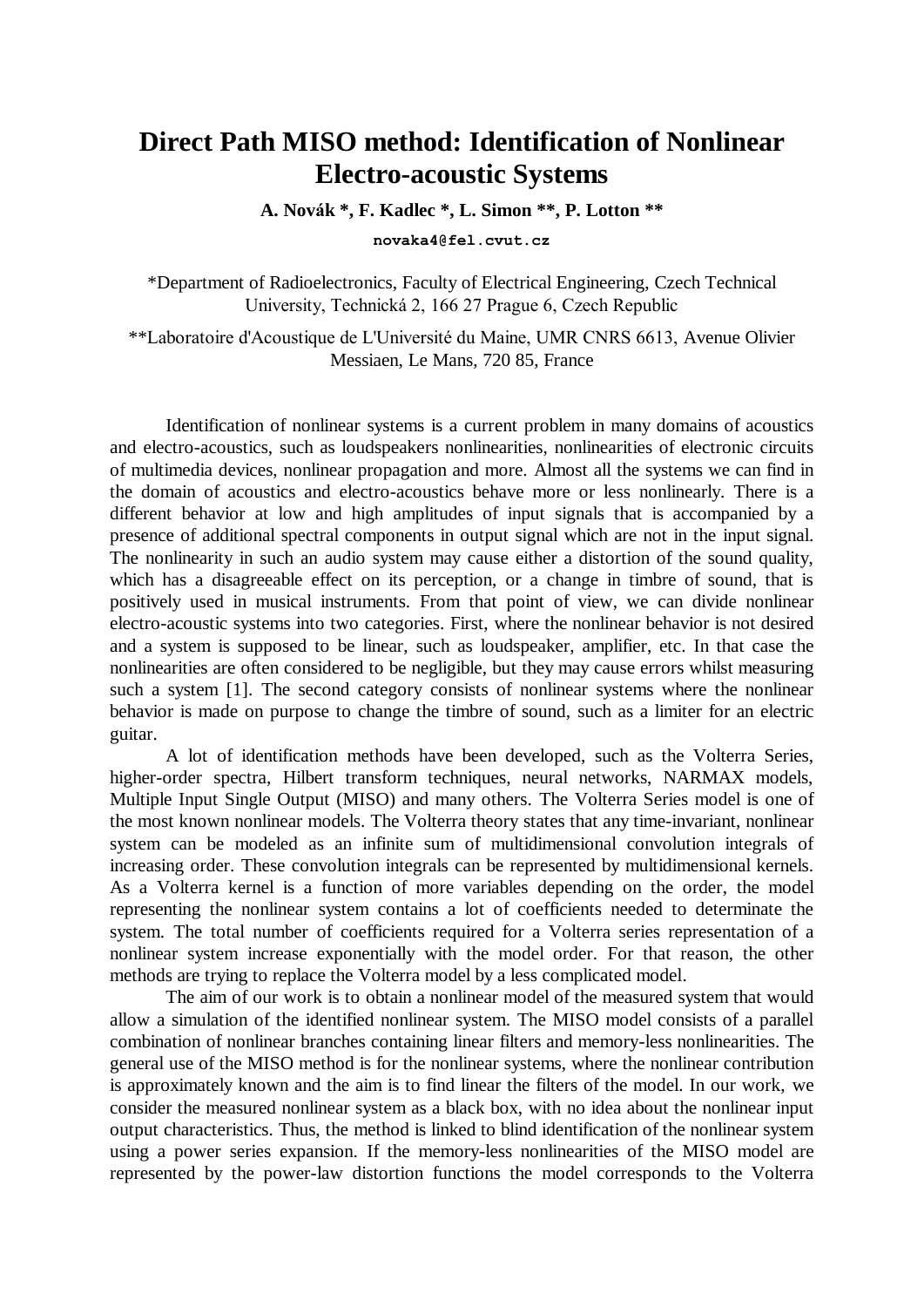# Direct Path MISO method: Identification of Nonlinear Electro-acoustic Systems

**A. Novák \*, F. Kadlec \*, L. Simon \*\*, P. Lotton \*\***

**novaka4@fel.cvut.cz**

*Department of Radioelectronics, Faculty of Electrical Engineering, Czech Technical University, Technická 2, 166 27 Prague 6, Czech Republic

**Laboratoire d'Acoustique de L'Université du Maine, UMR CNRS 6613, Avenue Olivier Messiaen, Le Mans, 720 85, France

Identification of nonlinear systems is a current problem in many domains of acoustics and electro-acoustics, such as loudspeakers nonlinearities, nonlinearities of electronic circuits of multimedia devices, nonlinear propagation and more. Almost all the systems we can find in the domain of acoustics and electro-acoustics behave more or less nonlinearly. There is a different behavior at low and high amplitudes of input signals that is accompanied by a presence of additional spectral components in output signal which are not in the input signal. The nonlinearity in such an audio system may cause either a distortion of the sound quality, which has a disagreeable effect on its perception, or a change in timbre of sound, that is positively used in musical instruments. From that point of view, we can divide nonlinear electro-acoustic systems into two categories. First, where the nonlinear behavior is not desired and a system is supposed to be linear, such as loudspeaker, amplifier, etc. In that case the nonlinearities are often considered to be negligible, but they may cause errors whilst measuring such a system [1]. The second category consists of nonlinear systems where the nonlinear behavior is made on purpose to change the timbre of sound, such as a limiter for an electric guitar.

A lot of identification methods have been developed, such as the Volterra Series, higher-order spectra, Hilbert transform techniques, neural networks, NARMAX models, Multiple Input Single Output (MISO) and many others. The Volterra Series model is one of the most known nonlinear models. The Volterra theory states that any time-invariant, nonlinear system can be modeled as an infinite sum of multidimensional convolution integrals of increasing order. These convolution integrals can be represented by multidimensional kernels. As a Volterra kernel is a function of more variables depending on the order, the model representing the nonlinear system contains a lot of coefficients needed to determinate the system. The total number of coefficients required for a Volterra series representation of a nonlinear system increase exponentially with the model order. For that reason, the other methods are trying to replace the Volterra model by a less complicated model.

The aim of our work is to obtain a nonlinear model of the measured system that would allow a simulation of the identified nonlinear system. The MISO model consists of a parallel combination of nonlinear branches containing linear filters and memory-less nonlinearities. The general use of the MISO method is for the nonlinear systems, where the nonlinear contribution is approximately known and the aim is to find linear the filters of the model. In our work, we consider the measured nonlinear system as a black box, with no idea about the nonlinear input output characteristics. Thus, the method is linked to blind identification of the nonlinear system using a power series expansion. If the memory-less nonlinearities of the MISO model are represented by the power-law distortion functions the model corresponds to the Volterra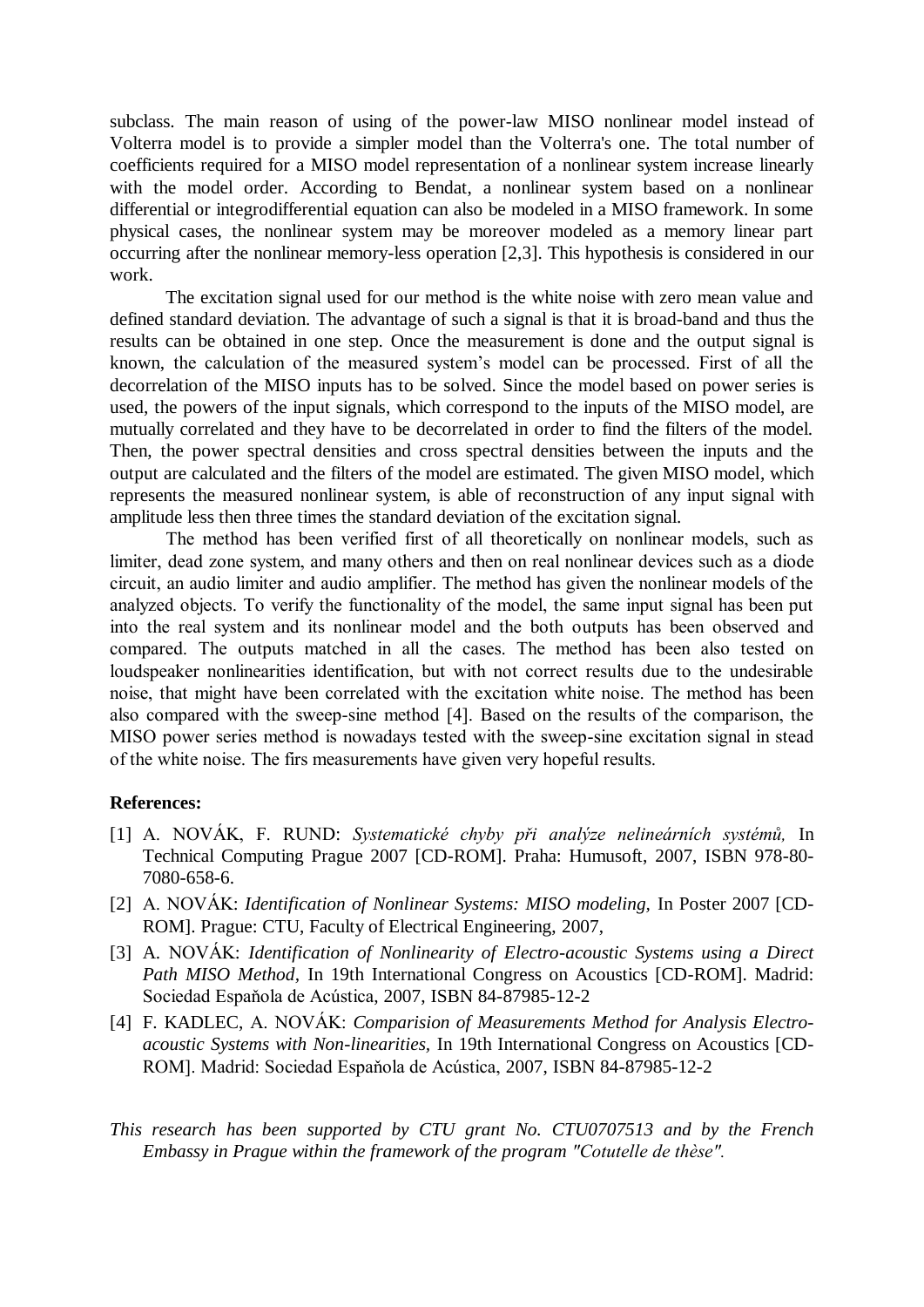subclass. The main reason of using of the power-law MISO nonlinear model instead of Volterra model is to provide a simpler model than the Volterra's one. The total number of coefficients required for a MISO model representation of a nonlinear system increase linearly with the model order. According to Bendat, a nonlinear system based on a nonlinear differential or integrodifferential equation can also be modeled in a MISO framework. In some physical cases, the nonlinear system may be moreover modeled as a memory linear part occurring after the nonlinear memory-less operation [2,3]. This hypothesis is considered in our work.

The excitation signal used for our method is the white noise with zero mean value and defined standard deviation. The advantage of such a signal is that it is broad-band and thus the results can be obtained in one step. Once the measurement is done and the output signal is known, the calculation of the measured system's model can be processed. First of all the decorrelation of the MISO inputs has to be solved. Since the model based on power series is used, the powers of the input signals, which correspond to the inputs of the MISO model, are mutually correlated and they have to be decorrelated in order to find the filters of the model. Then, the power spectral densities and cross spectral densities between the inputs and the output are calculated and the filters of the model are estimated. The given MISO model, which represents the measured nonlinear system, is able of reconstruction of any input signal with amplitude less then three times the standard deviation of the excitation signal.

The method has been verified first of all theoretically on nonlinear models, such as limiter, dead zone system, and many others and then on real nonlinear devices such as a diode circuit, an audio limiter and audio amplifier. The method has given the nonlinear models of the analyzed objects. To verify the functionality of the model, the same input signal has been put into the real system and its nonlinear model and the both outputs has been observed and compared. The outputs matched in all the cases. The method has been also tested on loudspeaker nonlinearities identification, but with not correct results due to the undesirable noise, that might have been correlated with the excitation white noise. The method has been also compared with the sweep-sine method [4]. Based on the results of the comparison, the MISO power series method is nowadays tested with the sweep-sine excitation signal in stead of the white noise. The firs measurements have given very hopeful results.

**References:**

[1] A. NOVÁK, F. RUND: *Systematické chyby při analýze nelineárních systémů,* In Technical Computing Prague 2007 [CD-ROM]. Praha: Humusoft, 2007, ISBN 978-80-7080-658-6.

[2] A. NOVÁK: *Identification of Nonlinear Systems: MISO modeling,* In Poster 2007 [CD-ROM]. Prague: CTU, Faculty of Electrical Engineering, 2007,

[3] A. NOVÁK: *Identification of Nonlinearity of Electro-acoustic Systems using a Direct Path MISO Method,* In 19th International Congress on Acoustics [CD-ROM]. Madrid: Sociedad Española de Acústica, 2007, ISBN 84-87985-12-2

[4] F. KADLEC, A. NOVÁK: *Comparision of Measurements Method for Analysis Electro-acoustic Systems with Non-linearities,* In 19th International Congress on Acoustics [CD-ROM]. Madrid: Sociedad Española de Acústica, 2007, ISBN 84-87985-12-2

*This research has been supported by CTU grant No. CTU0707513 and by the French Embassy in Prague within the framework of the program "Cotutelle de thèse".*